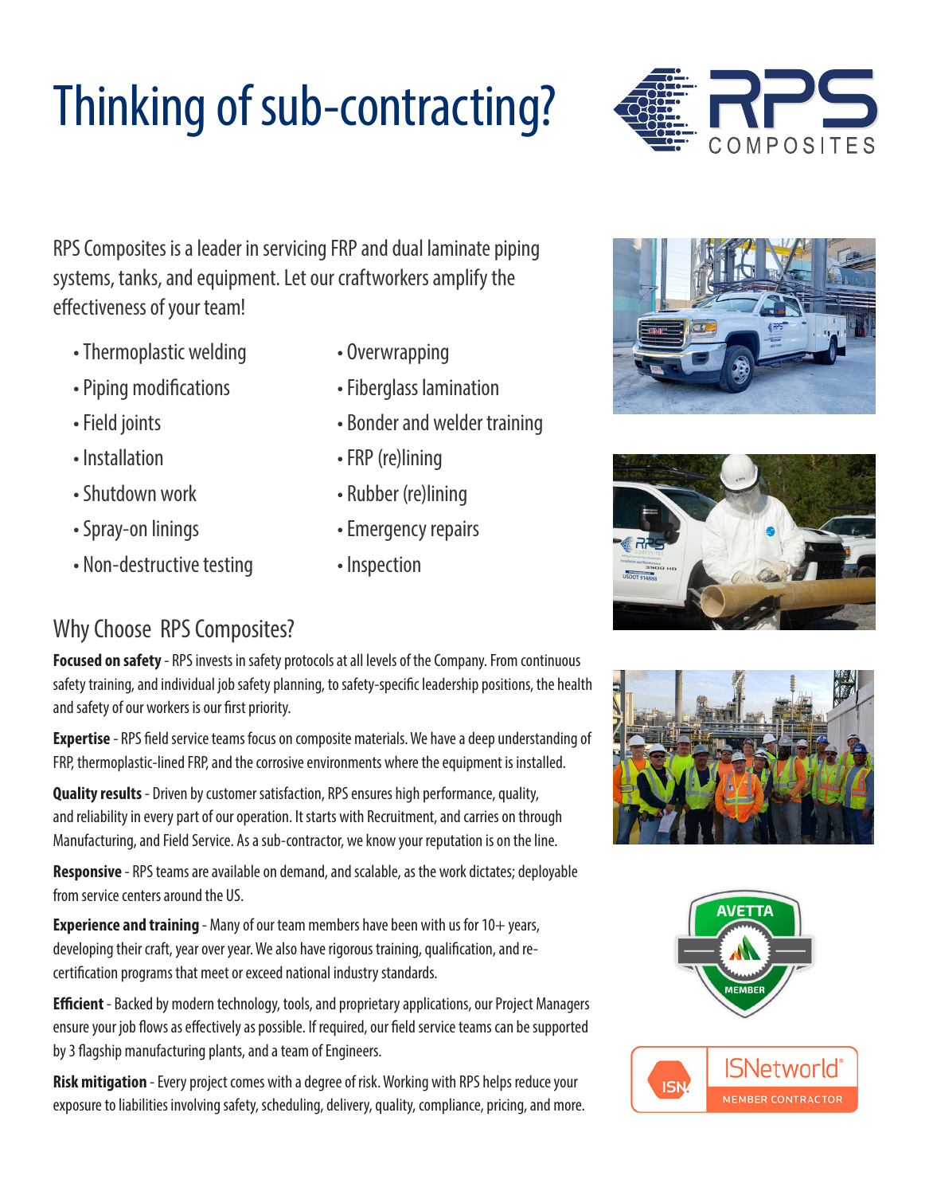# Thinking of sub-contracting?

RPS Composites is a leader in servicing FRP and dual laminate piping systems, tanks, and equipment. Let our craftworkers amplify the effectiveness of your team!

- Thermoplastic welding
- Piping modifications
- Field joints
- Installation
- Shutdown work
- Spray-on linings
- Non-destructive testing
- Overwrapping
- Fiberglass lamination
- Bonder and welder training
- FRP (re)lining
- Rubber (re)lining
- Emergency repairs
- Inspection

## Why Choose RPS Composites?

**Focused on safety** - RPS invests in safety protocols at all levels of the Company. From continuous safety training, and individual job safety planning, to safety-specific leadership positions, the health and safety of our workers is our first priority.

**Expertise** - RPS field service teams focus on composite materials. We have a deep understanding of FRP, thermoplastic-lined FRP, and the corrosive environments where the equipment is installed.

**Quality results** - Driven by customer satisfaction, RPS ensures high performance, quality, and reliability in every part of our operation. It starts with Recruitment, and carries on through Manufacturing, and Field Service. As a sub-contractor, we know your reputation is on the line.

**Responsive** - RPS teams are available on demand, and scalable, as the work dictates; deployable from service centers around the US.

**Experience and training** - Many of our team members have been with us for 10+ years, developing their craft, year over year. We also have rigorous training, qualification, and re-certification programs that meet or exceed national industry standards.

**Efficient** - Backed by modern technology, tools, and proprietary applications, our Project Managers ensure your job flows as effectively as possible. If required, our field service teams can be supported by 3 flagship manufacturing plants, and a team of Engineers.

**Risk mitigation** - Every project comes with a degree of risk. Working with RPS helps reduce your exposure to liabilities involving safety, scheduling, delivery, quality, compliance, pricing, and more.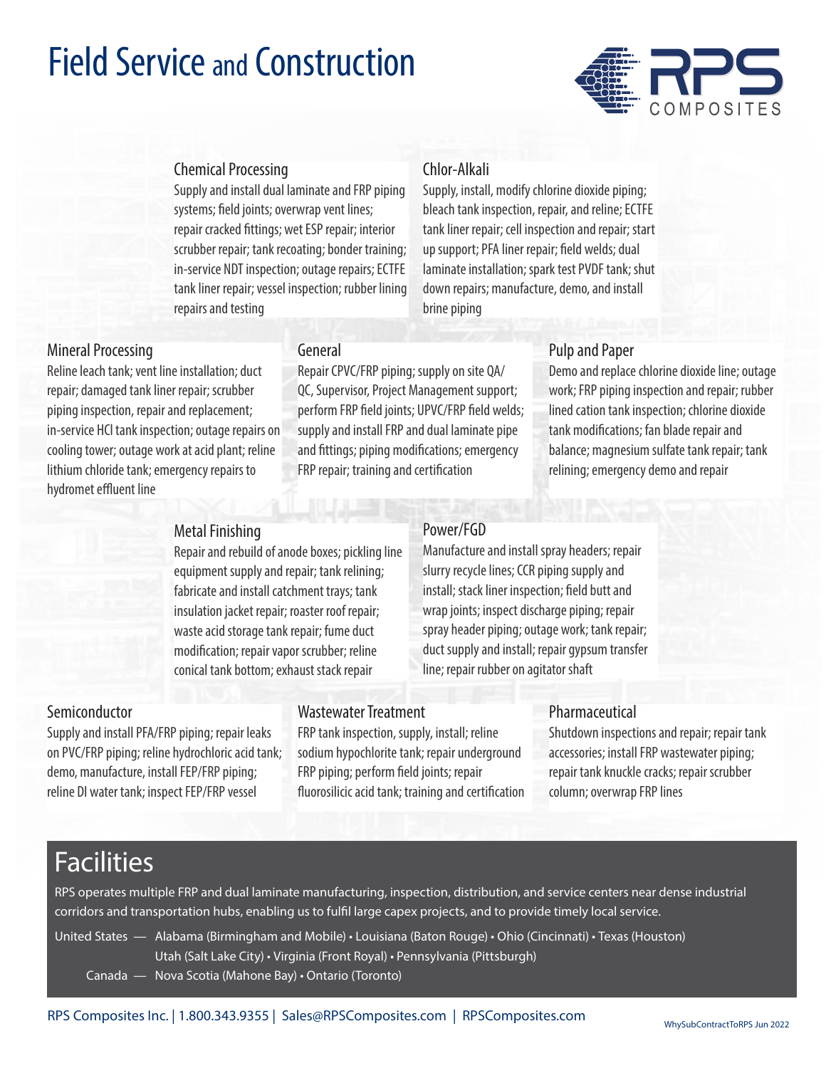# Field Service and Construction

### Chemical Processing

Supply and install dual laminate and FRP piping systems; field joints; overwrap vent lines; repair cracked fittings; wet ESP repair; interior scrubber repair; tank recoating; bonder training; in-service NDT inspection; outage repairs; ECTFE tank liner repair; vessel inspection; rubber lining repairs and testing

### Chlor-Alkali

Supply, install, modify chlorine dioxide piping; bleach tank inspection, repair, and reline; ECTFE tank liner repair; cell inspection and repair; start up support; PFA liner repair; field welds; dual laminate installation; spark test PVDF tank; shut down repairs; manufacture, demo, and install brine piping

### Mineral Processing

Reline leach tank; vent line installation; duct repair; damaged tank liner repair; scrubber piping inspection, repair and replacement; in-service HCl tank inspection; outage repairs on cooling tower; outage work at acid plant; reline lithium chloride tank; emergency repairs to hydromet effluent line

### General

Repair CPVC/FRP piping; supply on site QA/QC, Supervisor, Project Management support; perform FRP field joints; UPVC/FRP field welds; supply and install FRP and dual laminate pipe and fittings; piping modifications; emergency FRP repair; training and certification

### Pulp and Paper

Demo and replace chlorine dioxide line; outage work; FRP piping inspection and repair; rubber lined cation tank inspection; chlorine dioxide tank modifications; fan blade repair and balance; magnesium sulfate tank repair; tank relining; emergency demo and repair

### Metal Finishing

Repair and rebuild of anode boxes; pickling line equipment supply and repair; tank relining; fabricate and install catchment trays; tank insulation jacket repair; roaster roof repair; waste acid storage tank repair; fume duct modification; repair vapor scrubber; reline conical tank bottom; exhaust stack repair

### Power/FGD

Manufacture and install spray headers; repair slurry recycle lines; CCR piping supply and install; stack liner inspection; field butt and wrap joints; inspect discharge piping; repair spray header piping; outage work; tank repair; duct supply and install; repair gypsum transfer line; repair rubber on agitator shaft

### Semiconductor

Supply and install PFA/FRP piping; repair leaks on PVC/FRP piping; reline hydrochloric acid tank; demo, manufacture, install FEP/FRP piping; reline DI water tank; inspect FEP/FRP vessel

### Wastewater Treatment

FRP tank inspection, supply, install; reline sodium hypochlorite tank; repair underground FRP piping; perform field joints; repair fluorosilicic acid tank; training and certification

### Pharmaceutical

Shutdown inspections and repair; repair tank accessories; install FRP wastewater piping; repair tank knuckle cracks; repair scrubber column; overwrap FRP lines

## Facilities

RPS operates multiple FRP and dual laminate manufacturing, inspection, distribution, and service centers near dense industrial corridors and transportation hubs, enabling us to fulfil large capex projects, and to provide timely local service.

United States — Alabama (Birmingham and Mobile) • Louisiana (Baton Rouge) • Ohio (Cincinnati) • Texas (Houston) Utah (Salt Lake City) • Virginia (Front Royal) • Pennsylvania (Pittsburgh)

Canada — Nova Scotia (Mahone Bay) • Ontario (Toronto)

RPS Composites Inc. | 1.800.343.9355 | Sales@RPSComposites.com | RPSComposites.com

WhySubContractToRPS Jun 2022